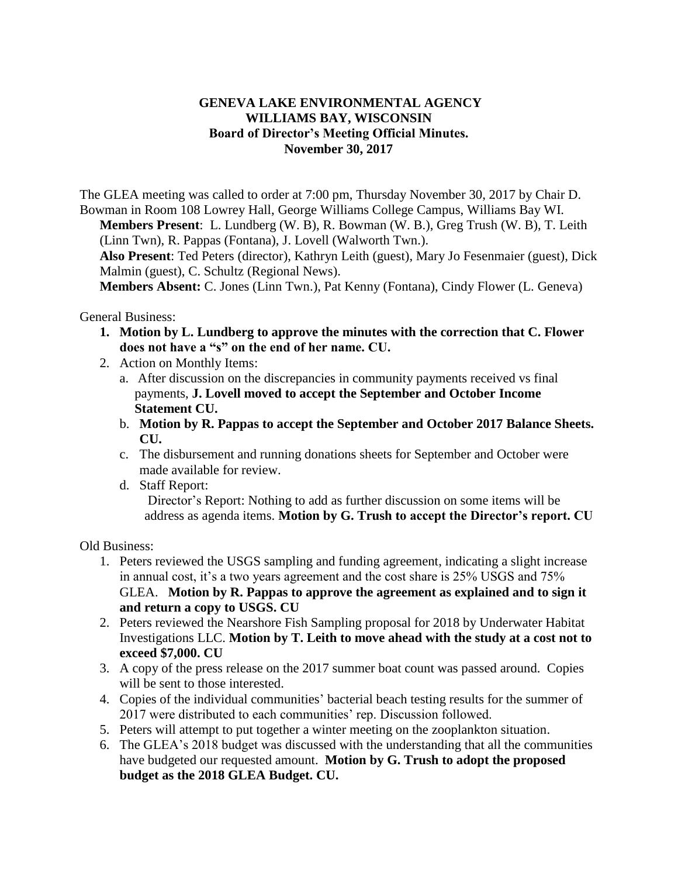**GENEVA LAKE ENVIRONMENTAL AGENCY**
**WILLIAMS BAY, WISCONSIN**
**Board of Director's Meeting Official Minutes.**
**November 30, 2017**

The GLEA meeting was called to order at 7:00 pm, Thursday November 30, 2017 by Chair D. Bowman in Room 108 Lowrey Hall, George Williams College Campus, Williams Bay WI.

**Members Present**: L. Lundberg (W. B), R. Bowman (W. B.), Greg Trush (W. B), T. Leith (Linn Twn), R. Pappas (Fontana), J. Lovell (Walworth Twn.).

**Also Present**: Ted Peters (director), Kathryn Leith (guest), Mary Jo Fesenmaier (guest), Dick Malmin (guest), C. Schultz (Regional News).

**Members Absent:** C. Jones (Linn Twn.), Pat Kenny (Fontana), Cindy Flower (L. Geneva)

General Business:

1. **Motion by L. Lundberg to approve the minutes with the correction that C. Flower does not have a "s" on the end of her name. CU.**
2. Action on Monthly Items:
   a. After discussion on the discrepancies in community payments received vs final payments, **J. Lovell moved to accept the September and October Income Statement CU.**
   b. **Motion by R. Pappas to accept the September and October 2017 Balance Sheets. CU.**
   c. The disbursement and running donations sheets for September and October were made available for review.
   d. Staff Report:
      Director's Report: Nothing to add as further discussion on some items will be address as agenda items. **Motion by G. Trush to accept the Director's report. CU**

Old Business:

1. Peters reviewed the USGS sampling and funding agreement, indicating a slight increase in annual cost, it's a two years agreement and the cost share is 25% USGS and 75% GLEA. **Motion by R. Pappas to approve the agreement as explained and to sign it and return a copy to USGS. CU**
2. Peters reviewed the Nearshore Fish Sampling proposal for 2018 by Underwater Habitat Investigations LLC. **Motion by T. Leith to move ahead with the study at a cost not to exceed $7,000. CU**
3. A copy of the press release on the 2017 summer boat count was passed around. Copies will be sent to those interested.
4. Copies of the individual communities' bacterial beach testing results for the summer of 2017 were distributed to each communities' rep. Discussion followed.
5. Peters will attempt to put together a winter meeting on the zooplankton situation.
6. The GLEA's 2018 budget was discussed with the understanding that all the communities have budgeted our requested amount. **Motion by G. Trush to adopt the proposed budget as the 2018 GLEA Budget. CU.**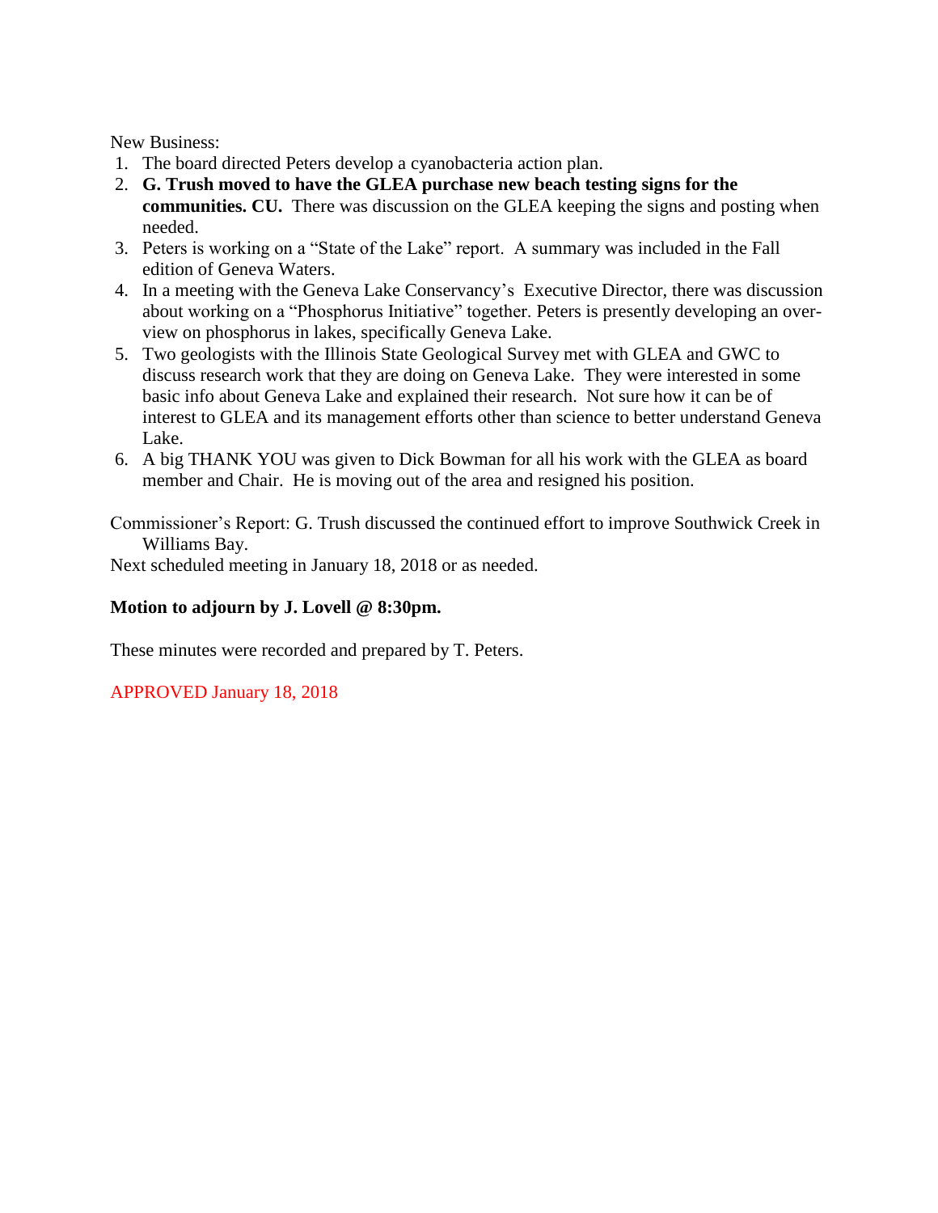New Business:

1. The board directed Peters develop a cyanobacteria action plan.
2. **G. Trush moved to have the GLEA purchase new beach testing signs for the communities. CU.** There was discussion on the GLEA keeping the signs and posting when needed.
3. Peters is working on a "State of the Lake" report. A summary was included in the Fall edition of Geneva Waters.
4. In a meeting with the Geneva Lake Conservancy's Executive Director, there was discussion about working on a "Phosphorus Initiative" together. Peters is presently developing an overview on phosphorus in lakes, specifically Geneva Lake.
5. Two geologists with the Illinois State Geological Survey met with GLEA and GWC to discuss research work that they are doing on Geneva Lake. They were interested in some basic info about Geneva Lake and explained their research. Not sure how it can be of interest to GLEA and its management efforts other than science to better understand Geneva Lake.
6. A big THANK YOU was given to Dick Bowman for all his work with the GLEA as board member and Chair. He is moving out of the area and resigned his position.

Commissioner's Report: G. Trush discussed the continued effort to improve Southwick Creek in Williams Bay.

Next scheduled meeting in January 18, 2018 or as needed.

**Motion to adjourn by J. Lovell @ 8:30pm.**

These minutes were recorded and prepared by T. Peters.

APPROVED January 18, 2018